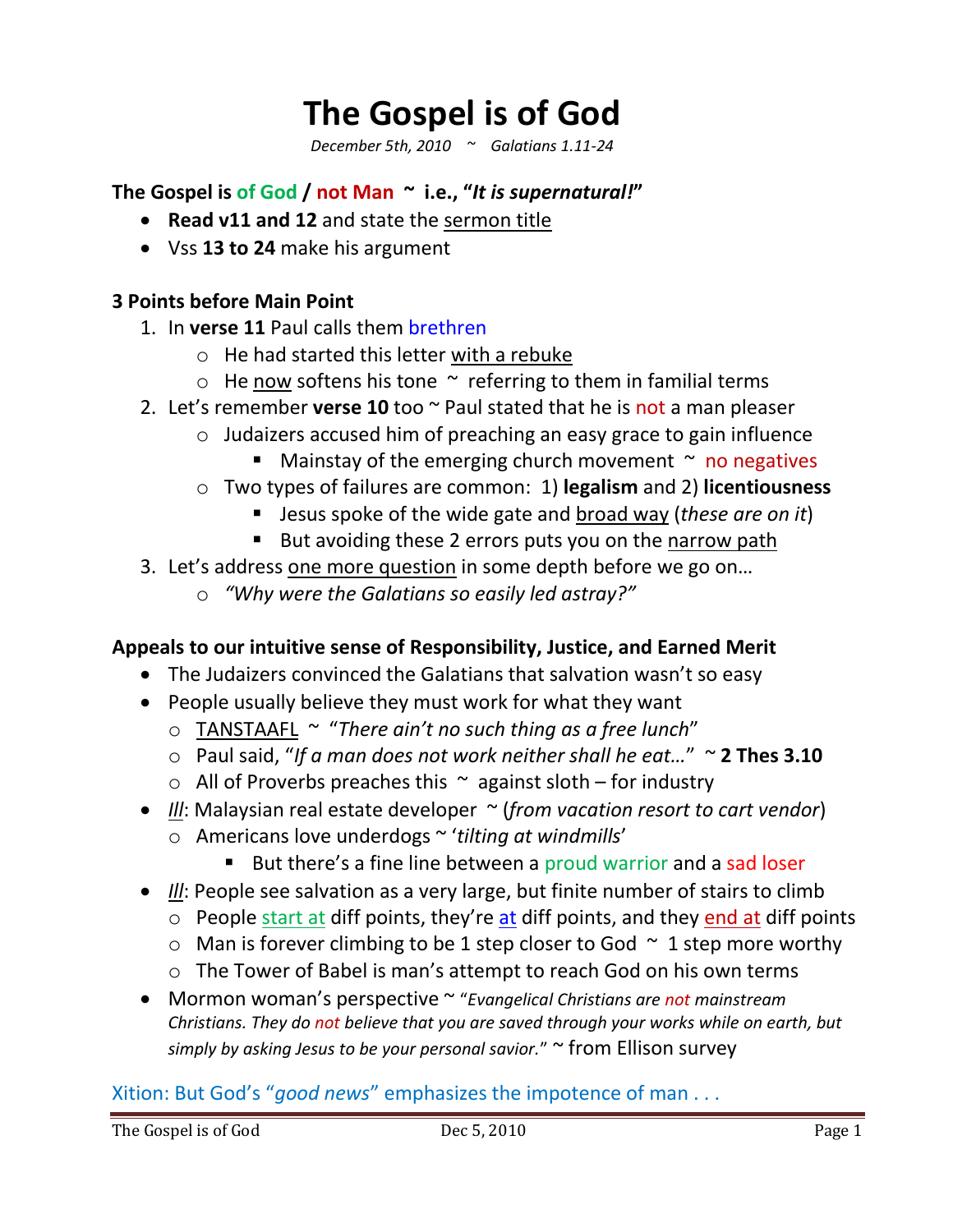# The Gospel is of God

*December 5th, 2010 ~ Galatians 1.11-24*

**The Gospel is of God / not Man ~ i.e., "*It is supernatural!*"**

- **Read v11 and 12** and state the sermon title
- Vss **13 to 24** make his argument

**3 Points before Main Point**

1. In **verse 11** Paul calls them brethren
   - He had started this letter with a rebuke
   - He now softens his tone ~ referring to them in familial terms
2. Let's remember **verse 10** too ~ Paul stated that he is not a man pleaser
   - Judaizers accused him of preaching an easy grace to gain influence
     - Mainstay of the emerging church movement ~ no negatives
   - Two types of failures are common: 1) **legalism** and 2) **licentiousness**
     - Jesus spoke of the wide gate and broad way (*these are on it*)
     - But avoiding these 2 errors puts you on the narrow path
3. Let's address one more question in some depth before we go on…
   - *"Why were the Galatians so easily led astray?"*

**Appeals to our intuitive sense of Responsibility, Justice, and Earned Merit**

- The Judaizers convinced the Galatians that salvation wasn't so easy
- People usually believe they must work for what they want
  - TANSTAAFL ~ "*There ain't no such thing as a free lunch*"
  - Paul said, "*If a man does not work neither shall he eat…*" ~ **2 Thes 3.10**
  - All of Proverbs preaches this ~ against sloth – for industry
- *Ill*: Malaysian real estate developer ~ (*from vacation resort to cart vendor*)
  - Americans love underdogs ~ '*tilting at windmills*'
    - But there's a fine line between a proud warrior and a sad loser
- *Ill*: People see salvation as a very large, but finite number of stairs to climb
  - People start at diff points, they're at diff points, and they end at diff points
  - Man is forever climbing to be 1 step closer to God ~ 1 step more worthy
  - The Tower of Babel is man's attempt to reach God on his own terms
- Mormon woman's perspective ~ "*Evangelical Christians are not mainstream Christians. They do not believe that you are saved through your works while on earth, but simply by asking Jesus to be your personal savior.*" ~ from Ellison survey

Xition: But God's "*good news*" emphasizes the impotence of man . . .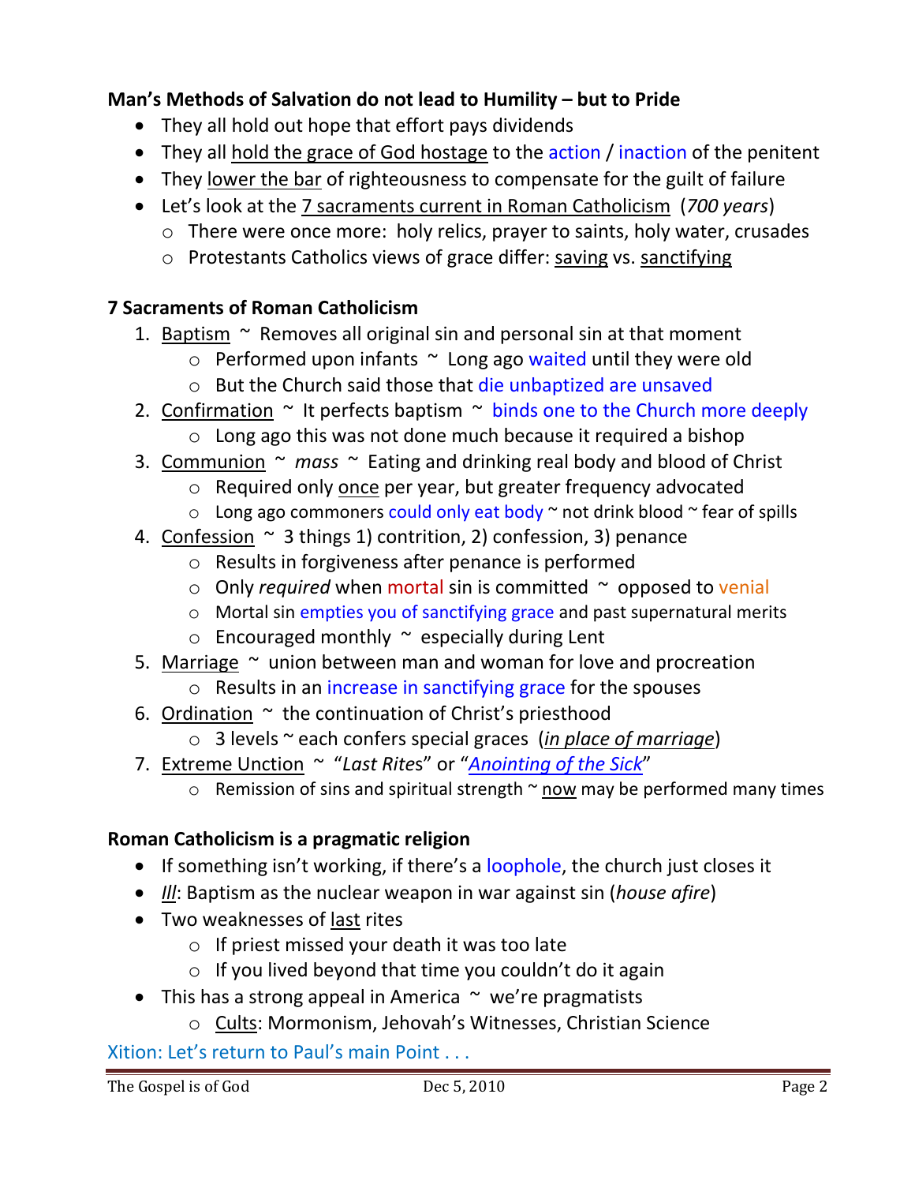**Man's Methods of Salvation do not lead to Humility – but to Pride**

- They all hold out hope that effort pays dividends
- They all hold the grace of God hostage to the action / inaction of the penitent
- They lower the bar of righteousness to compensate for the guilt of failure
- Let's look at the 7 sacraments current in Roman Catholicism (*700 years*)
  - There were once more: holy relics, prayer to saints, holy water, crusades
  - Protestants Catholics views of grace differ: saving vs. sanctifying

**7 Sacraments of Roman Catholicism**

1. Baptism ~ Removes all original sin and personal sin at that moment
   - Performed upon infants ~ Long ago waited until they were old
   - But the Church said those that die unbaptized are unsaved
2. Confirmation ~ It perfects baptism ~ binds one to the Church more deeply
   - Long ago this was not done much because it required a bishop
3. Communion ~ *mass* ~ Eating and drinking real body and blood of Christ
   - Required only once per year, but greater frequency advocated
   - Long ago commoners could only eat body ~ not drink blood ~ fear of spills
4. Confession ~ 3 things 1) contrition, 2) confession, 3) penance
   - Results in forgiveness after penance is performed
   - Only *required* when mortal sin is committed ~ opposed to venial
   - Mortal sin empties you of sanctifying grace and past supernatural merits
   - Encouraged monthly ~ especially during Lent
5. Marriage ~ union between man and woman for love and procreation
   - Results in an increase in sanctifying grace for the spouses
6. Ordination ~ the continuation of Christ's priesthood
   - 3 levels ~ each confers special graces (*in place of marriage*)
7. Extreme Unction ~ "*Last Rites*" or "*Anointing of the Sick*"
   - Remission of sins and spiritual strength ~ now may be performed many times

**Roman Catholicism is a pragmatic religion**

- If something isn't working, if there's a loophole, the church just closes it
- *Ill*: Baptism as the nuclear weapon in war against sin (*house afire*)
- Two weaknesses of last rites
  - If priest missed your death it was too late
  - If you lived beyond that time you couldn't do it again
- This has a strong appeal in America ~ we're pragmatists
  - Cults: Mormonism, Jehovah's Witnesses, Christian Science

Xition: Let's return to Paul's main Point . . .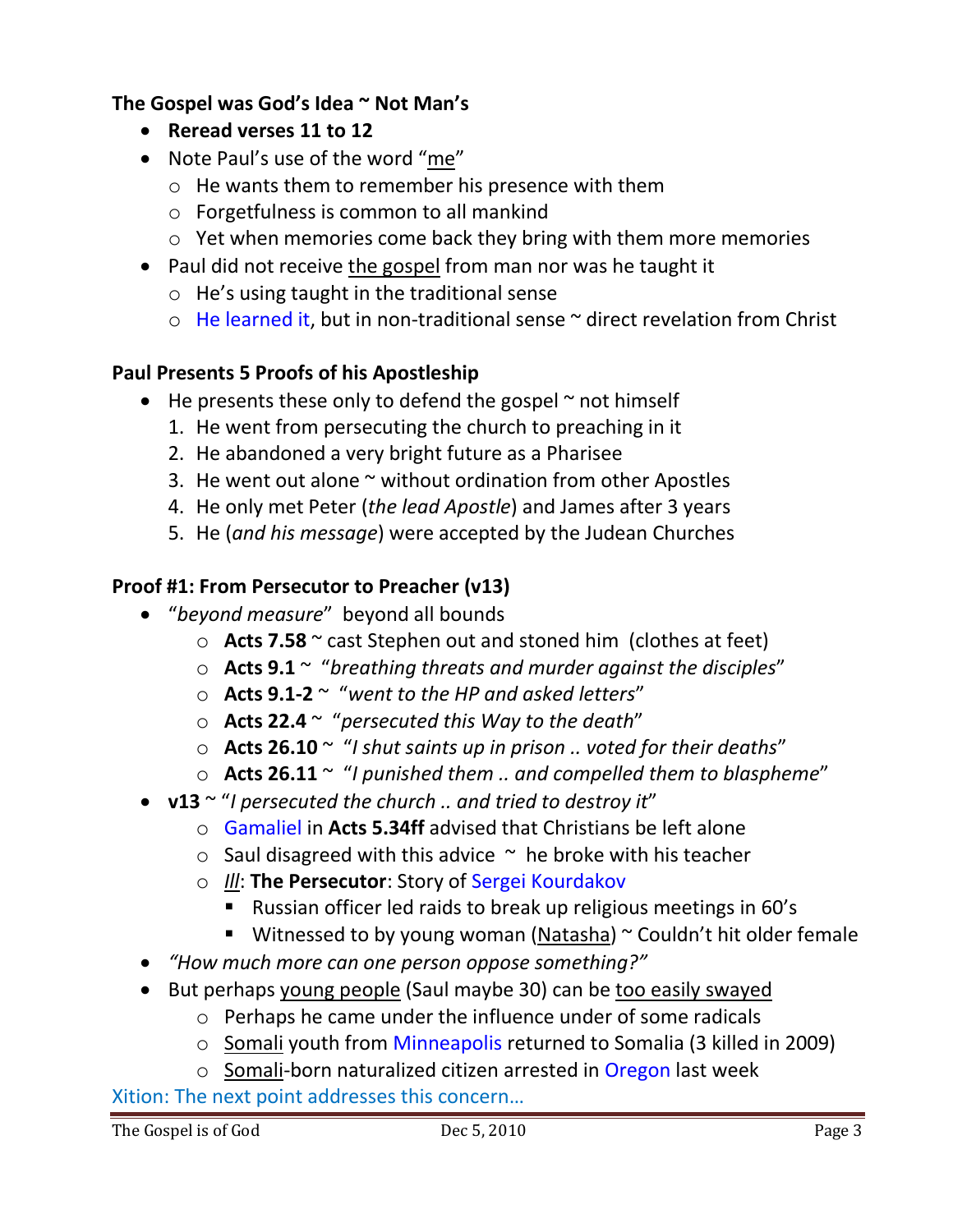**The Gospel was God's Idea ~ Not Man's**

- **Reread verses 11 to 12**
- Note Paul's use of the word "me"
  - He wants them to remember his presence with them
  - Forgetfulness is common to all mankind
  - Yet when memories come back they bring with them more memories
- Paul did not receive the gospel from man nor was he taught it
  - He's using taught in the traditional sense
  - He learned it, but in non-traditional sense ~ direct revelation from Christ

**Paul Presents 5 Proofs of his Apostleship**

- He presents these only to defend the gospel ~ not himself
  1. He went from persecuting the church to preaching in it
  2. He abandoned a very bright future as a Pharisee
  3. He went out alone ~ without ordination from other Apostles
  4. He only met Peter (*the lead Apostle*) and James after 3 years
  5. He (*and his message*) were accepted by the Judean Churches

**Proof #1: From Persecutor to Preacher (v13)**

- "*beyond measure*" beyond all bounds
  - **Acts 7.58** ~ cast Stephen out and stoned him (clothes at feet)
  - **Acts 9.1** ~ "*breathing threats and murder against the disciples*"
  - **Acts 9.1-2** ~ "*went to the HP and asked letters*"
  - **Acts 22.4** ~ "*persecuted this Way to the death*"
  - **Acts 26.10** ~ "*I shut saints up in prison .. voted for their deaths*"
  - **Acts 26.11** ~ "*I punished them .. and compelled them to blaspheme*"
- **v13** ~ "*I persecuted the church .. and tried to destroy it*"
  - Gamaliel in **Acts 5.34ff** advised that Christians be left alone
  - Saul disagreed with this advice ~ he broke with his teacher
  - *Ill*: **The Persecutor**: Story of Sergei Kourdakov
    - Russian officer led raids to break up religious meetings in 60's
    - Witnessed to by young woman (Natasha) ~ Couldn't hit older female
- *"How much more can one person oppose something?"*
- But perhaps young people (Saul maybe 30) can be too easily swayed
  - Perhaps he came under the influence under of some radicals
  - Somali youth from Minneapolis returned to Somalia (3 killed in 2009)
  - Somali-born naturalized citizen arrested in Oregon last week

Xition: The next point addresses this concern…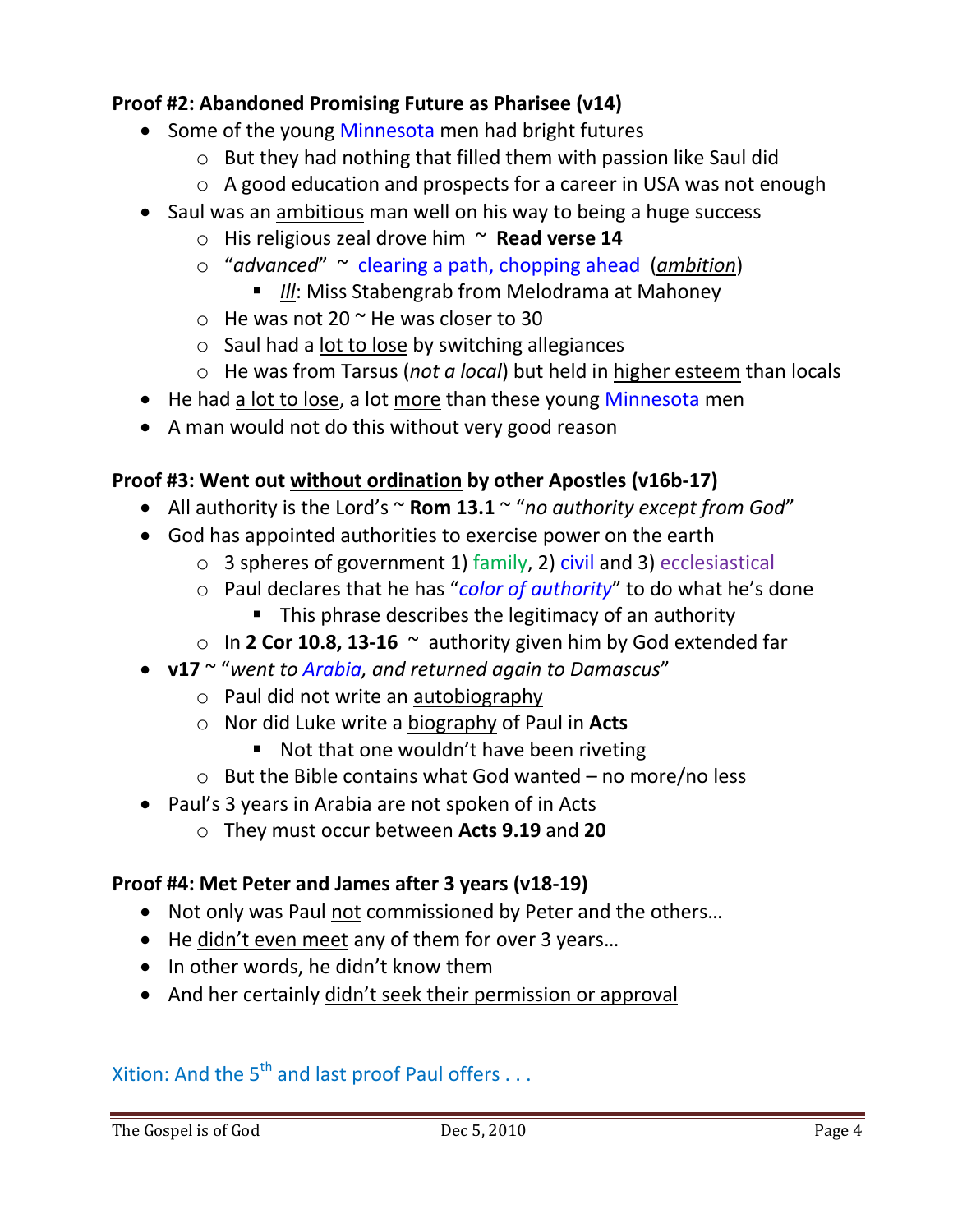**Proof #2: Abandoned Promising Future as Pharisee (v14)**

- Some of the young Minnesota men had bright futures
  - But they had nothing that filled them with passion like Saul did
  - A good education and prospects for a career in USA was not enough
- Saul was an ambitious man well on his way to being a huge success
  - His religious zeal drove him ~ **Read verse 14**
  - "*advanced*" ~ clearing a path, chopping ahead (*ambition*)
    - *Ill*: Miss Stabengrab from Melodrama at Mahoney
  - He was not 20 ~ He was closer to 30
  - Saul had a lot to lose by switching allegiances
  - He was from Tarsus (*not a local*) but held in higher esteem than locals
- He had a lot to lose, a lot more than these young Minnesota men
- A man would not do this without very good reason

**Proof #3: Went out without ordination by other Apostles (v16b-17)**

- All authority is the Lord's ~ **Rom 13.1** ~ "*no authority except from God*"
- God has appointed authorities to exercise power on the earth
  - 3 spheres of government 1) family, 2) civil and 3) ecclesiastical
  - Paul declares that he has "*color of authority*" to do what he's done
    - This phrase describes the legitimacy of an authority
  - In **2 Cor 10.8, 13-16** ~ authority given him by God extended far
- **v17** ~ "*went to Arabia, and returned again to Damascus*"
  - Paul did not write an autobiography
  - Nor did Luke write a biography of Paul in **Acts**
    - Not that one wouldn't have been riveting
  - But the Bible contains what God wanted – no more/no less
- Paul's 3 years in Arabia are not spoken of in Acts
  - They must occur between **Acts 9.19** and **20**

**Proof #4: Met Peter and James after 3 years (v18-19)**

- Not only was Paul not commissioned by Peter and the others…
- He didn't even meet any of them for over 3 years…
- In other words, he didn't know them
- And her certainly didn't seek their permission or approval

Xition: And the 5th and last proof Paul offers . . .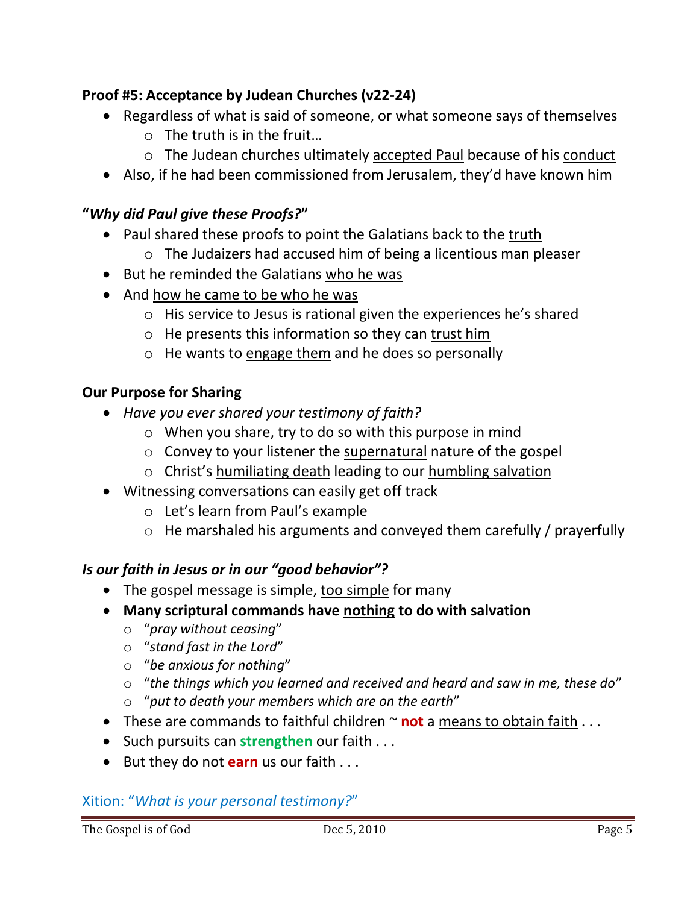**Proof #5: Acceptance by Judean Churches (v22-24)**

- Regardless of what is said of someone, or what someone says of themselves
  - The truth is in the fruit…
  - The Judean churches ultimately accepted Paul because of his conduct
- Also, if he had been commissioned from Jerusalem, they'd have known him

***"Why did Paul give these Proofs?"***

- Paul shared these proofs to point the Galatians back to the truth
  - The Judaizers had accused him of being a licentious man pleaser
- But he reminded the Galatians who he was
- And how he came to be who he was
  - His service to Jesus is rational given the experiences he's shared
  - He presents this information so they can trust him
  - He wants to engage them and he does so personally

**Our Purpose for Sharing**

- *Have you ever shared your testimony of faith?*
  - When you share, try to do so with this purpose in mind
  - Convey to your listener the supernatural nature of the gospel
  - Christ's humiliating death leading to our humbling salvation
- Witnessing conversations can easily get off track
  - Let's learn from Paul's example
  - He marshaled his arguments and conveyed them carefully / prayerfully

***Is our faith in Jesus or in our "good behavior"?***

- The gospel message is simple, too simple for many
- **Many scriptural commands have nothing to do with salvation**
  - "*pray without ceasing*"
  - "*stand fast in the Lord*"
  - "*be anxious for nothing*"
  - "*the things which you learned and received and heard and saw in me, these do*"
  - "*put to death your members which are on the earth*"
- These are commands to faithful children ~ **not** a means to obtain faith . . .
- Such pursuits can **strengthen** our faith . . .
- But they do not **earn** us our faith . . .

Xition: "*What is your personal testimony?*"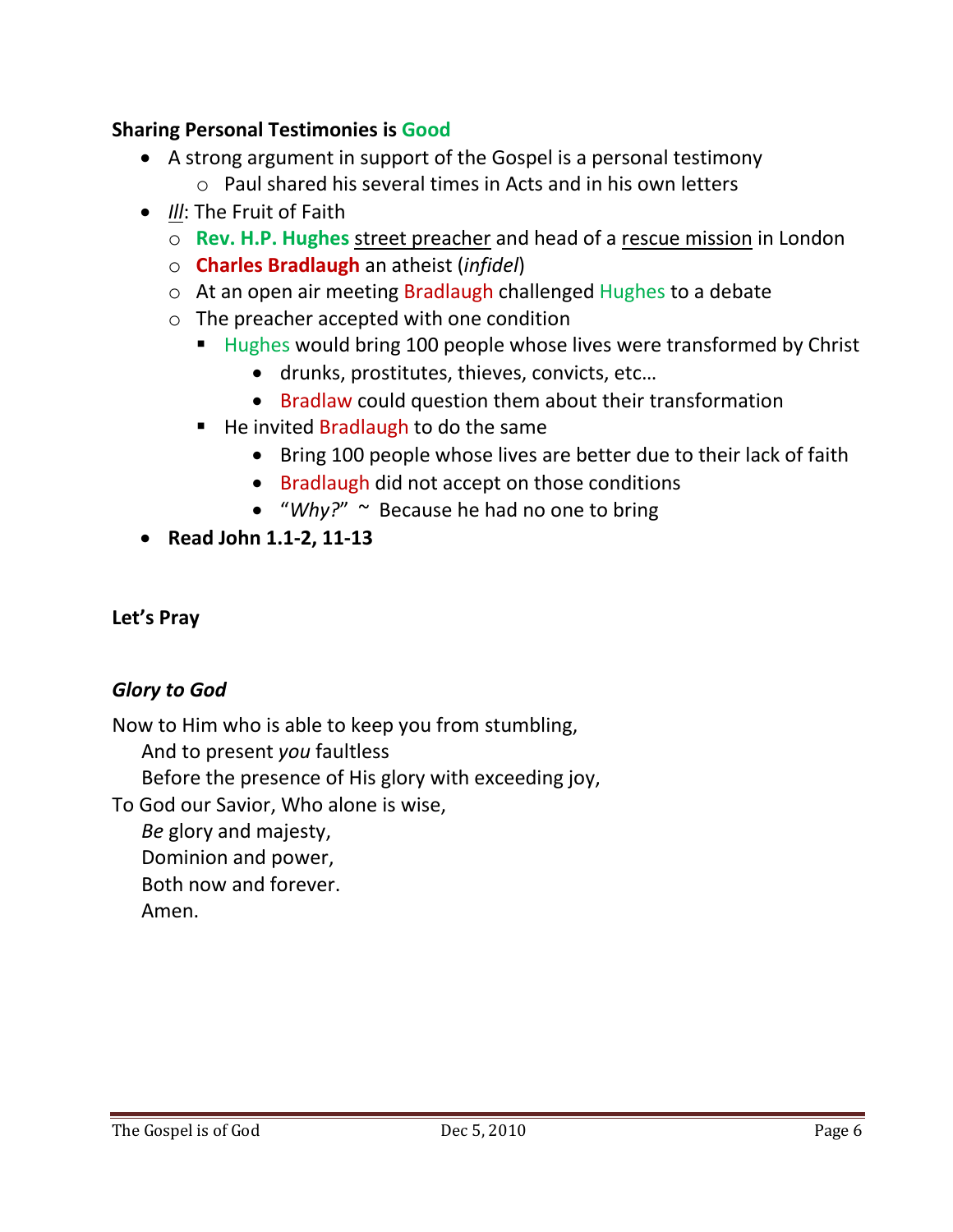**Sharing Personal Testimonies is Good**

- A strong argument in support of the Gospel is a personal testimony
  - Paul shared his several times in Acts and in his own letters
- *Ill*: The Fruit of Faith
  - **Rev. H.P. Hughes** street preacher and head of a rescue mission in London
  - **Charles Bradlaugh** an atheist (*infidel*)
  - At an open air meeting Bradlaugh challenged Hughes to a debate
  - The preacher accepted with one condition
    - Hughes would bring 100 people whose lives were transformed by Christ
      - drunks, prostitutes, thieves, convicts, etc…
      - Bradlaw could question them about their transformation
    - He invited Bradlaugh to do the same
      - Bring 100 people whose lives are better due to their lack of faith
      - Bradlaugh did not accept on those conditions
      - "*Why?*" ~ Because he had no one to bring
- **Read John 1.1-2, 11-13**

**Let's Pray**

***Glory to God***

Now to Him who is able to keep you from stumbling,  
And to present *you* faultless  
Before the presence of His glory with exceeding joy,  
To God our Savior, Who alone is wise,  
*Be* glory and majesty,  
Dominion and power,  
Both now and forever.  
Amen.